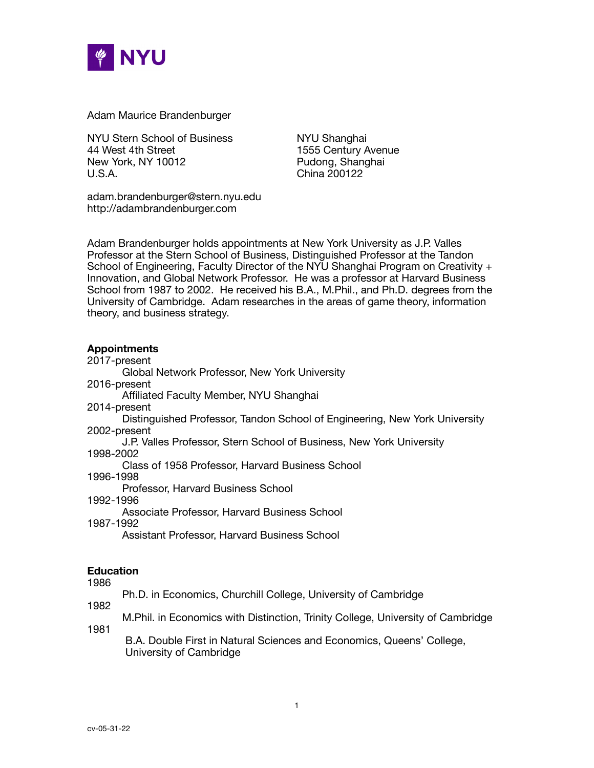Adam Maurice Brandenburger

NYU Stern School of Business
44 West 4th Street
New York, NY 10012
U.S.A.

NYU Shanghai
1555 Century Avenue
Pudong, Shanghai
China 200122

adam.brandenburger@stern.nyu.edu
http://adambrandenburger.com

Adam Brandenburger holds appointments at New York University as J.P. Valles Professor at the Stern School of Business, Distinguished Professor at the Tandon School of Engineering, Faculty Director of the NYU Shanghai Program on Creativity + Innovation, and Global Network Professor. He was a professor at Harvard Business School from 1987 to 2002. He received his B.A., M.Phil., and Ph.D. degrees from the University of Cambridge. Adam researches in the areas of game theory, information theory, and business strategy.

**Appointments**

2017-present
 Global Network Professor, New York University

2016-present
 Affiliated Faculty Member, NYU Shanghai

2014-present
 Distinguished Professor, Tandon School of Engineering, New York University

2002-present
 J.P. Valles Professor, Stern School of Business, New York University

1998-2002
 Class of 1958 Professor, Harvard Business School

1996-1998
 Professor, Harvard Business School

1992-1996
 Associate Professor, Harvard Business School

1987-1992
 Assistant Professor, Harvard Business School

**Education**

1986
 Ph.D. in Economics, Churchill College, University of Cambridge

1982
 M.Phil. in Economics with Distinction, Trinity College, University of Cambridge

1981
 B.A. Double First in Natural Sciences and Economics, Queens' College, University of Cambridge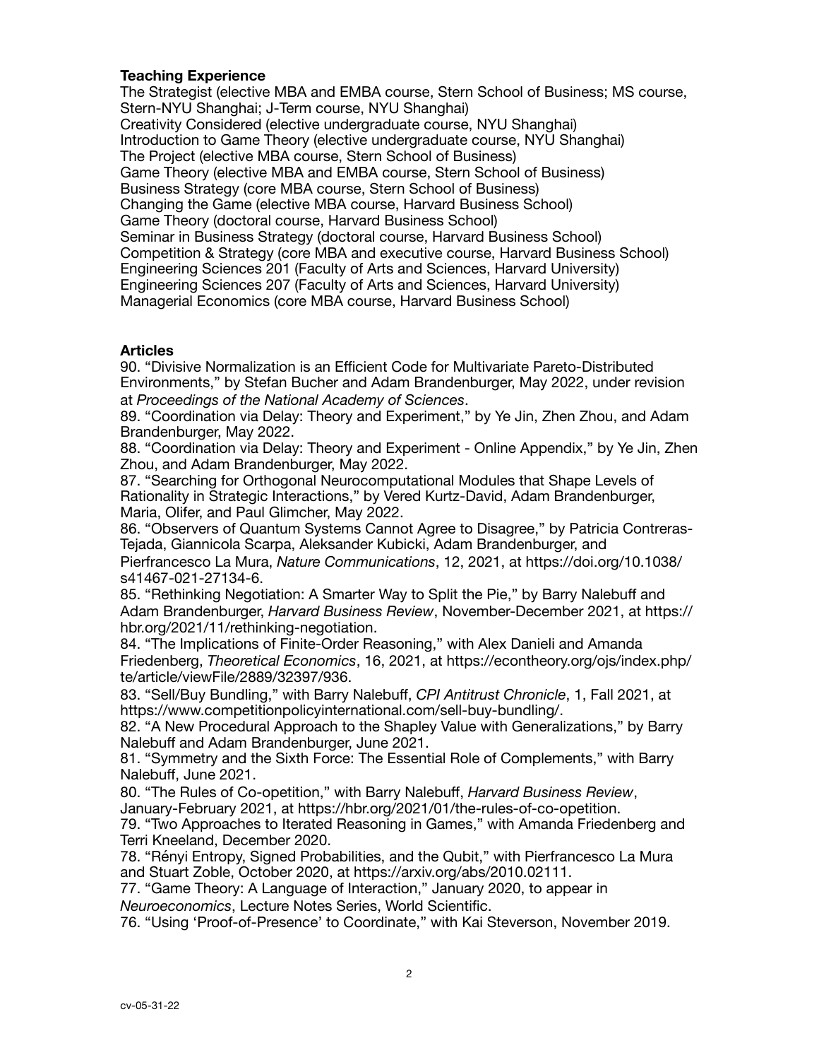**Teaching Experience**

The Strategist (elective MBA and EMBA course, Stern School of Business; MS course, Stern-NYU Shanghai; J-Term course, NYU Shanghai)
Creativity Considered (elective undergraduate course, NYU Shanghai)
Introduction to Game Theory (elective undergraduate course, NYU Shanghai)
The Project (elective MBA course, Stern School of Business)
Game Theory (elective MBA and EMBA course, Stern School of Business)
Business Strategy (core MBA course, Stern School of Business)
Changing the Game (elective MBA course, Harvard Business School)
Game Theory (doctoral course, Harvard Business School)
Seminar in Business Strategy (doctoral course, Harvard Business School)
Competition & Strategy (core MBA and executive course, Harvard Business School)
Engineering Sciences 201 (Faculty of Arts and Sciences, Harvard University)
Engineering Sciences 207 (Faculty of Arts and Sciences, Harvard University)
Managerial Economics (core MBA course, Harvard Business School)

**Articles**

90. "Divisive Normalization is an Efficient Code for Multivariate Pareto-Distributed Environments," by Stefan Bucher and Adam Brandenburger, May 2022, under revision at *Proceedings of the National Academy of Sciences*.
89. "Coordination via Delay: Theory and Experiment," by Ye Jin, Zhen Zhou, and Adam Brandenburger, May 2022.
88. "Coordination via Delay: Theory and Experiment - Online Appendix," by Ye Jin, Zhen Zhou, and Adam Brandenburger, May 2022.
87. "Searching for Orthogonal Neurocomputational Modules that Shape Levels of Rationality in Strategic Interactions," by Vered Kurtz-David, Adam Brandenburger, Maria, Olifer, and Paul Glimcher, May 2022.
86. "Observers of Quantum Systems Cannot Agree to Disagree," by Patricia Contreras-Tejada, Giannicola Scarpa, Aleksander Kubicki, Adam Brandenburger, and Pierfrancesco La Mura, *Nature Communications*, 12, 2021, at https://doi.org/10.1038/s41467-021-27134-6.
85. "Rethinking Negotiation: A Smarter Way to Split the Pie," by Barry Nalebuff and Adam Brandenburger, *Harvard Business Review*, November-December 2021, at https://hbr.org/2021/11/rethinking-negotiation.
84. "The Implications of Finite-Order Reasoning," with Alex Danieli and Amanda Friedenberg, *Theoretical Economics*, 16, 2021, at https://econtheory.org/ojs/index.php/te/article/viewFile/2889/32397/936.
83. "Sell/Buy Bundling," with Barry Nalebuff, *CPI Antitrust Chronicle*, 1, Fall 2021, at https://www.competitionpolicyinternational.com/sell-buy-bundling/.
82. "A New Procedural Approach to the Shapley Value with Generalizations," by Barry Nalebuff and Adam Brandenburger, June 2021.
81. "Symmetry and the Sixth Force: The Essential Role of Complements," with Barry Nalebuff, June 2021.
80. "The Rules of Co-opetition," with Barry Nalebuff, *Harvard Business Review*, January-February 2021, at https://hbr.org/2021/01/the-rules-of-co-opetition.
79. "Two Approaches to Iterated Reasoning in Games," with Amanda Friedenberg and Terri Kneeland, December 2020.
78. "Rényi Entropy, Signed Probabilities, and the Qubit," with Pierfrancesco La Mura and Stuart Zoble, October 2020, at https://arxiv.org/abs/2010.02111.
77. "Game Theory: A Language of Interaction," January 2020, to appear in *Neuroeconomics*, Lecture Notes Series, World Scientific.
76. "Using 'Proof-of-Presence' to Coordinate," with Kai Steverson, November 2019.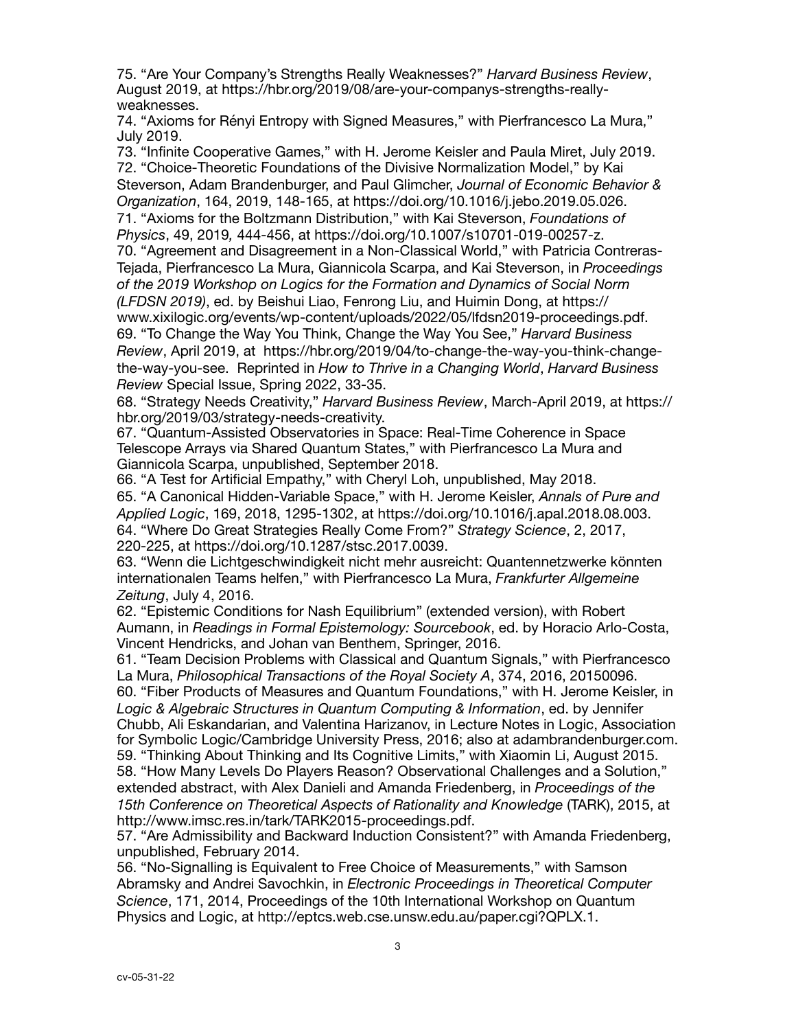75. "Are Your Company's Strengths Really Weaknesses?" *Harvard Business Review*, August 2019, at https://hbr.org/2019/08/are-your-companys-strengths-really-weaknesses.

74. "Axioms for Rényi Entropy with Signed Measures," with Pierfrancesco La Mura," July 2019.

73. "Infinite Cooperative Games," with H. Jerome Keisler and Paula Miret, July 2019.

72. "Choice-Theoretic Foundations of the Divisive Normalization Model," by Kai Steverson, Adam Brandenburger, and Paul Glimcher, *Journal of Economic Behavior & Organization*, 164, 2019, 148-165, at https://doi.org/10.1016/j.jebo.2019.05.026.

71. "Axioms for the Boltzmann Distribution," with Kai Steverson, *Foundations of Physics*, 49, 2019, 444-456, at https://doi.org/10.1007/s10701-019-00257-z.

70. "Agreement and Disagreement in a Non-Classical World," with Patricia Contreras-Tejada, Pierfrancesco La Mura, Giannicola Scarpa, and Kai Steverson, in *Proceedings of the 2019 Workshop on Logics for the Formation and Dynamics of Social Norm (LFDSN 2019)*, ed. by Beishui Liao, Fenrong Liu, and Huimin Dong, at https://www.xixilogic.org/events/wp-content/uploads/2022/05/lfdsn2019-proceedings.pdf.

69. "To Change the Way You Think, Change the Way You See," *Harvard Business Review*, April 2019, at https://hbr.org/2019/04/to-change-the-way-you-think-change-the-way-you-see. Reprinted in *How to Thrive in a Changing World*, *Harvard Business Review* Special Issue, Spring 2022, 33-35.

68. "Strategy Needs Creativity," *Harvard Business Review*, March-April 2019, at https://hbr.org/2019/03/strategy-needs-creativity.

67. "Quantum-Assisted Observatories in Space: Real-Time Coherence in Space Telescope Arrays via Shared Quantum States," with Pierfrancesco La Mura and Giannicola Scarpa, unpublished, September 2018.

66. "A Test for Artificial Empathy," with Cheryl Loh, unpublished, May 2018.

65. "A Canonical Hidden-Variable Space," with H. Jerome Keisler, *Annals of Pure and Applied Logic*, 169, 2018, 1295-1302, at https://doi.org/10.1016/j.apal.2018.08.003.

64. "Where Do Great Strategies Really Come From?" *Strategy Science*, 2, 2017, 220-225, at https://doi.org/10.1287/stsc.2017.0039.

63. "Wenn die Lichtgeschwindigkeit nicht mehr ausreicht: Quantennetzwerke könnten internationalen Teams helfen," with Pierfrancesco La Mura, *Frankfurter Allgemeine Zeitung*, July 4, 2016.

62. "Epistemic Conditions for Nash Equilibrium" (extended version), with Robert Aumann, in *Readings in Formal Epistemology: Sourcebook*, ed. by Horacio Arlo-Costa, Vincent Hendricks, and Johan van Benthem, Springer, 2016.

61. "Team Decision Problems with Classical and Quantum Signals," with Pierfrancesco La Mura, *Philosophical Transactions of the Royal Society A*, 374, 2016, 20150096.

60. "Fiber Products of Measures and Quantum Foundations," with H. Jerome Keisler, in *Logic & Algebraic Structures in Quantum Computing & Information*, ed. by Jennifer Chubb, Ali Eskandarian, and Valentina Harizanov, in Lecture Notes in Logic, Association for Symbolic Logic/Cambridge University Press, 2016; also at adambrandenburger.com.

59. "Thinking About Thinking and Its Cognitive Limits," with Xiaomin Li, August 2015.

58. "How Many Levels Do Players Reason? Observational Challenges and a Solution," extended abstract, with Alex Danieli and Amanda Friedenberg, in *Proceedings of the 15th Conference on Theoretical Aspects of Rationality and Knowledge* (TARK), 2015, at http://www.imsc.res.in/tark/TARK2015-proceedings.pdf.

57. "Are Admissibility and Backward Induction Consistent?" with Amanda Friedenberg, unpublished, February 2014.

56. "No-Signalling is Equivalent to Free Choice of Measurements," with Samson Abramsky and Andrei Savochkin, in *Electronic Proceedings in Theoretical Computer Science*, 171, 2014, Proceedings of the 10th International Workshop on Quantum Physics and Logic, at http://eptcs.web.cse.unsw.edu.au/paper.cgi?QPLX.1.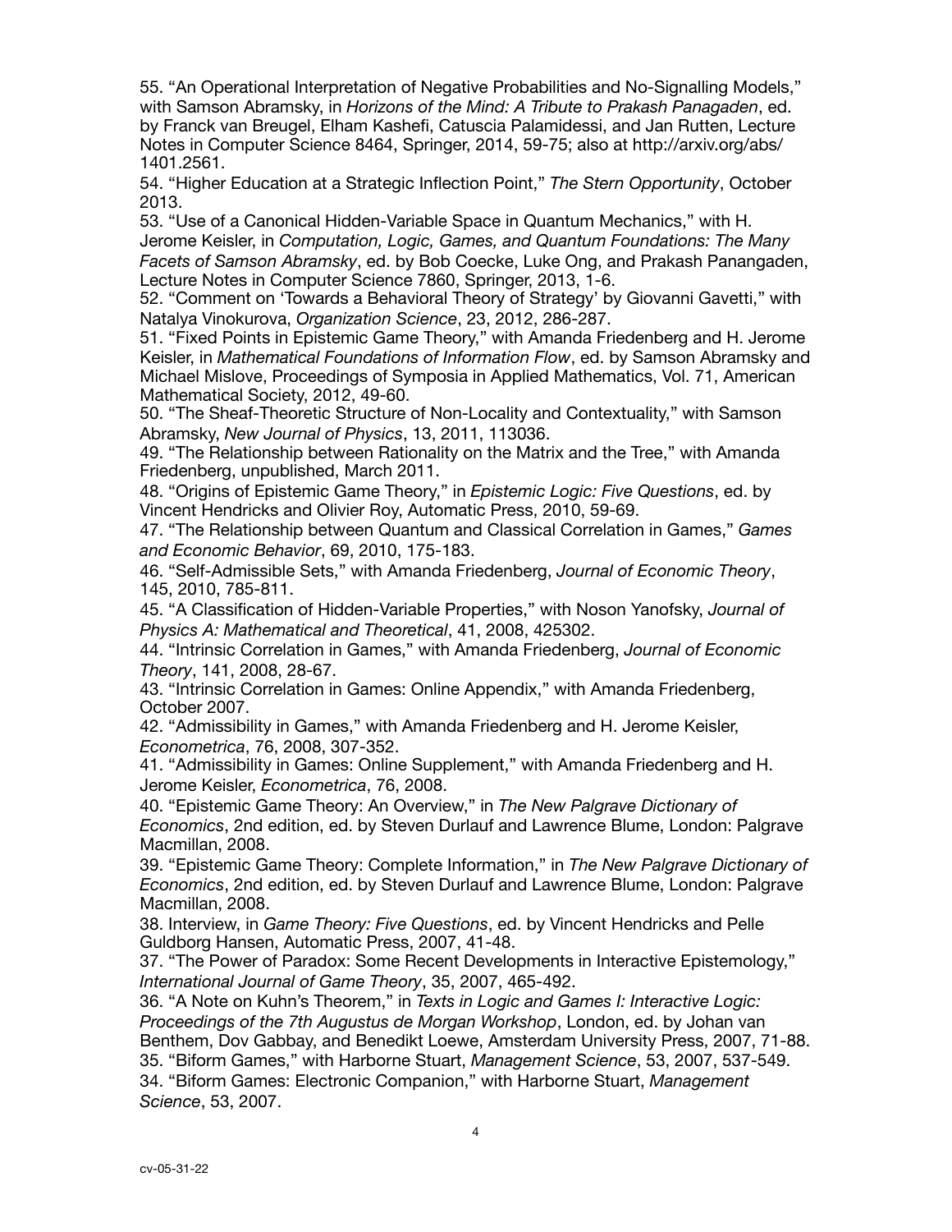55. "An Operational Interpretation of Negative Probabilities and No-Signalling Models," with Samson Abramsky, in *Horizons of the Mind: A Tribute to Prakash Panagaden*, ed. by Franck van Breugel, Elham Kashefi, Catuscia Palamidessi, and Jan Rutten, Lecture Notes in Computer Science 8464, Springer, 2014, 59-75; also at http://arxiv.org/abs/1401.2561.

54. "Higher Education at a Strategic Inflection Point," *The Stern Opportunity*, October 2013.

53. "Use of a Canonical Hidden-Variable Space in Quantum Mechanics," with H. Jerome Keisler, in *Computation, Logic, Games, and Quantum Foundations: The Many Facets of Samson Abramsky*, ed. by Bob Coecke, Luke Ong, and Prakash Panangaden, Lecture Notes in Computer Science 7860, Springer, 2013, 1-6.

52. "Comment on 'Towards a Behavioral Theory of Strategy' by Giovanni Gavetti," with Natalya Vinokurova, *Organization Science*, 23, 2012, 286-287.

51. "Fixed Points in Epistemic Game Theory," with Amanda Friedenberg and H. Jerome Keisler, in *Mathematical Foundations of Information Flow*, ed. by Samson Abramsky and Michael Mislove, Proceedings of Symposia in Applied Mathematics, Vol. 71, American Mathematical Society, 2012, 49-60.

50. "The Sheaf-Theoretic Structure of Non-Locality and Contextuality," with Samson Abramsky, *New Journal of Physics*, 13, 2011, 113036.

49. "The Relationship between Rationality on the Matrix and the Tree," with Amanda Friedenberg, unpublished, March 2011.

48. "Origins of Epistemic Game Theory," in *Epistemic Logic: Five Questions*, ed. by Vincent Hendricks and Olivier Roy, Automatic Press, 2010, 59-69.

47. "The Relationship between Quantum and Classical Correlation in Games," *Games and Economic Behavior*, 69, 2010, 175-183.

46. "Self-Admissible Sets," with Amanda Friedenberg, *Journal of Economic Theory*, 145, 2010, 785-811.

45. "A Classification of Hidden-Variable Properties," with Noson Yanofsky, *Journal of Physics A: Mathematical and Theoretical*, 41, 2008, 425302.

44. "Intrinsic Correlation in Games," with Amanda Friedenberg, *Journal of Economic Theory*, 141, 2008, 28-67.

43. "Intrinsic Correlation in Games: Online Appendix," with Amanda Friedenberg, October 2007.

42. "Admissibility in Games," with Amanda Friedenberg and H. Jerome Keisler, *Econometrica*, 76, 2008, 307-352.

41. "Admissibility in Games: Online Supplement," with Amanda Friedenberg and H. Jerome Keisler, *Econometrica*, 76, 2008.

40. "Epistemic Game Theory: An Overview," in *The New Palgrave Dictionary of Economics*, 2nd edition, ed. by Steven Durlauf and Lawrence Blume, London: Palgrave Macmillan, 2008.

39. "Epistemic Game Theory: Complete Information," in *The New Palgrave Dictionary of Economics*, 2nd edition, ed. by Steven Durlauf and Lawrence Blume, London: Palgrave Macmillan, 2008.

38. Interview, in *Game Theory: Five Questions*, ed. by Vincent Hendricks and Pelle Guldborg Hansen, Automatic Press, 2007, 41-48.

37. "The Power of Paradox: Some Recent Developments in Interactive Epistemology," *International Journal of Game Theory*, 35, 2007, 465-492.

36. "A Note on Kuhn's Theorem," in *Texts in Logic and Games I: Interactive Logic: Proceedings of the 7th Augustus de Morgan Workshop*, London, ed. by Johan van Benthem, Dov Gabbay, and Benedikt Loewe, Amsterdam University Press, 2007, 71-88.

35. "Biform Games," with Harborne Stuart, *Management Science*, 53, 2007, 537-549.

34. "Biform Games: Electronic Companion," with Harborne Stuart, *Management Science*, 53, 2007.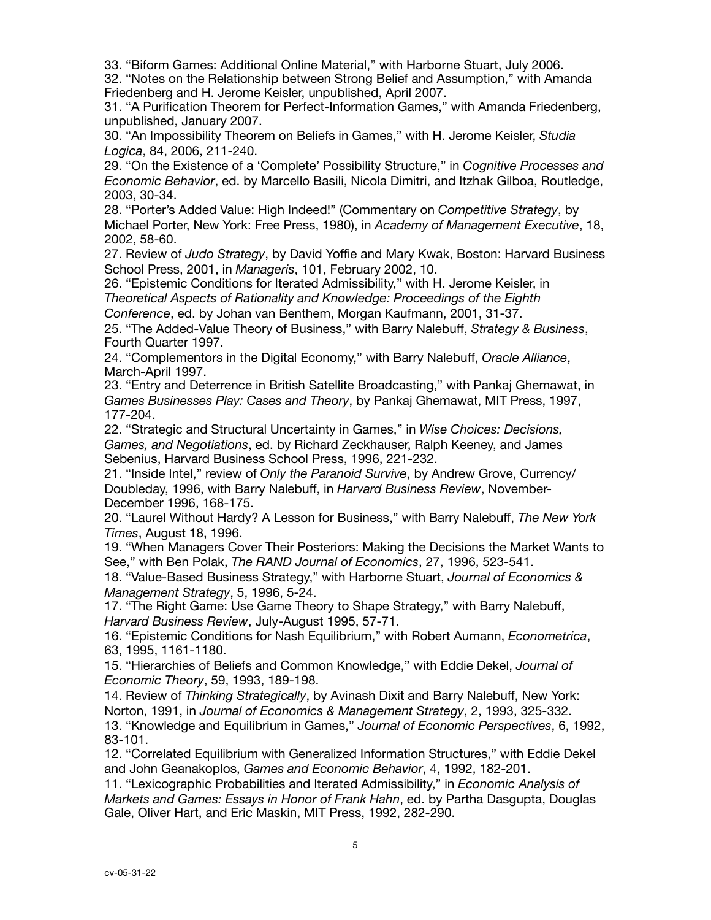33. “Biform Games: Additional Online Material,” with Harborne Stuart, July 2006.
32. “Notes on the Relationship between Strong Belief and Assumption,” with Amanda Friedenberg and H. Jerome Keisler, unpublished, April 2007.
31. “A Purification Theorem for Perfect-Information Games,” with Amanda Friedenberg, unpublished, January 2007.
30. “An Impossibility Theorem on Beliefs in Games,” with H. Jerome Keisler, *Studia Logica*, 84, 2006, 211-240.
29. “On the Existence of a ‘Complete’ Possibility Structure,” in *Cognitive Processes and Economic Behavior*, ed. by Marcello Basili, Nicola Dimitri, and Itzhak Gilboa, Routledge, 2003, 30-34.
28. “Porter’s Added Value: High Indeed!” (Commentary on *Competitive Strategy*, by Michael Porter, New York: Free Press, 1980), in *Academy of Management Executive*, 18, 2002, 58-60.
27. Review of *Judo Strategy*, by David Yoffie and Mary Kwak, Boston: Harvard Business School Press, 2001, in *Manageris*, 101, February 2002, 10.
26. “Epistemic Conditions for Iterated Admissibility,” with H. Jerome Keisler, in *Theoretical Aspects of Rationality and Knowledge: Proceedings of the Eighth Conference*, ed. by Johan van Benthem, Morgan Kaufmann, 2001, 31-37.
25. “The Added-Value Theory of Business,” with Barry Nalebuff, *Strategy & Business*, Fourth Quarter 1997.
24. “Complementors in the Digital Economy,” with Barry Nalebuff, *Oracle Alliance*, March-April 1997.
23. “Entry and Deterrence in British Satellite Broadcasting,” with Pankaj Ghemawat, in *Games Businesses Play: Cases and Theory*, by Pankaj Ghemawat, MIT Press, 1997, 177-204.
22. “Strategic and Structural Uncertainty in Games,” in *Wise Choices: Decisions, Games, and Negotiations*, ed. by Richard Zeckhauser, Ralph Keeney, and James Sebenius, Harvard Business School Press, 1996, 221-232.
21. “Inside Intel,” review of *Only the Paranoid Survive*, by Andrew Grove, Currency/Doubleday, 1996, with Barry Nalebuff, in *Harvard Business Review*, November-December 1996, 168-175.
20. “Laurel Without Hardy? A Lesson for Business,” with Barry Nalebuff, *The New York Times*, August 18, 1996.
19. “When Managers Cover Their Posteriors: Making the Decisions the Market Wants to See,” with Ben Polak, *The RAND Journal of Economics*, 27, 1996, 523-541.
18. “Value-Based Business Strategy,” with Harborne Stuart, *Journal of Economics & Management Strategy*, 5, 1996, 5-24.
17. “The Right Game: Use Game Theory to Shape Strategy,” with Barry Nalebuff, *Harvard Business Review*, July-August 1995, 57-71.
16. “Epistemic Conditions for Nash Equilibrium,” with Robert Aumann, *Econometrica*, 63, 1995, 1161-1180.
15. “Hierarchies of Beliefs and Common Knowledge,” with Eddie Dekel, *Journal of Economic Theory*, 59, 1993, 189-198.
14. Review of *Thinking Strategically*, by Avinash Dixit and Barry Nalebuff, New York: Norton, 1991, in *Journal of Economics & Management Strategy*, 2, 1993, 325-332.
13. “Knowledge and Equilibrium in Games,” *Journal of Economic Perspectives*, 6, 1992, 83-101.
12. “Correlated Equilibrium with Generalized Information Structures,” with Eddie Dekel and John Geanakoplos, *Games and Economic Behavior*, 4, 1992, 182-201.
11. “Lexicographic Probabilities and Iterated Admissibility,” in *Economic Analysis of Markets and Games: Essays in Honor of Frank Hahn*, ed. by Partha Dasgupta, Douglas Gale, Oliver Hart, and Eric Maskin, MIT Press, 1992, 282-290.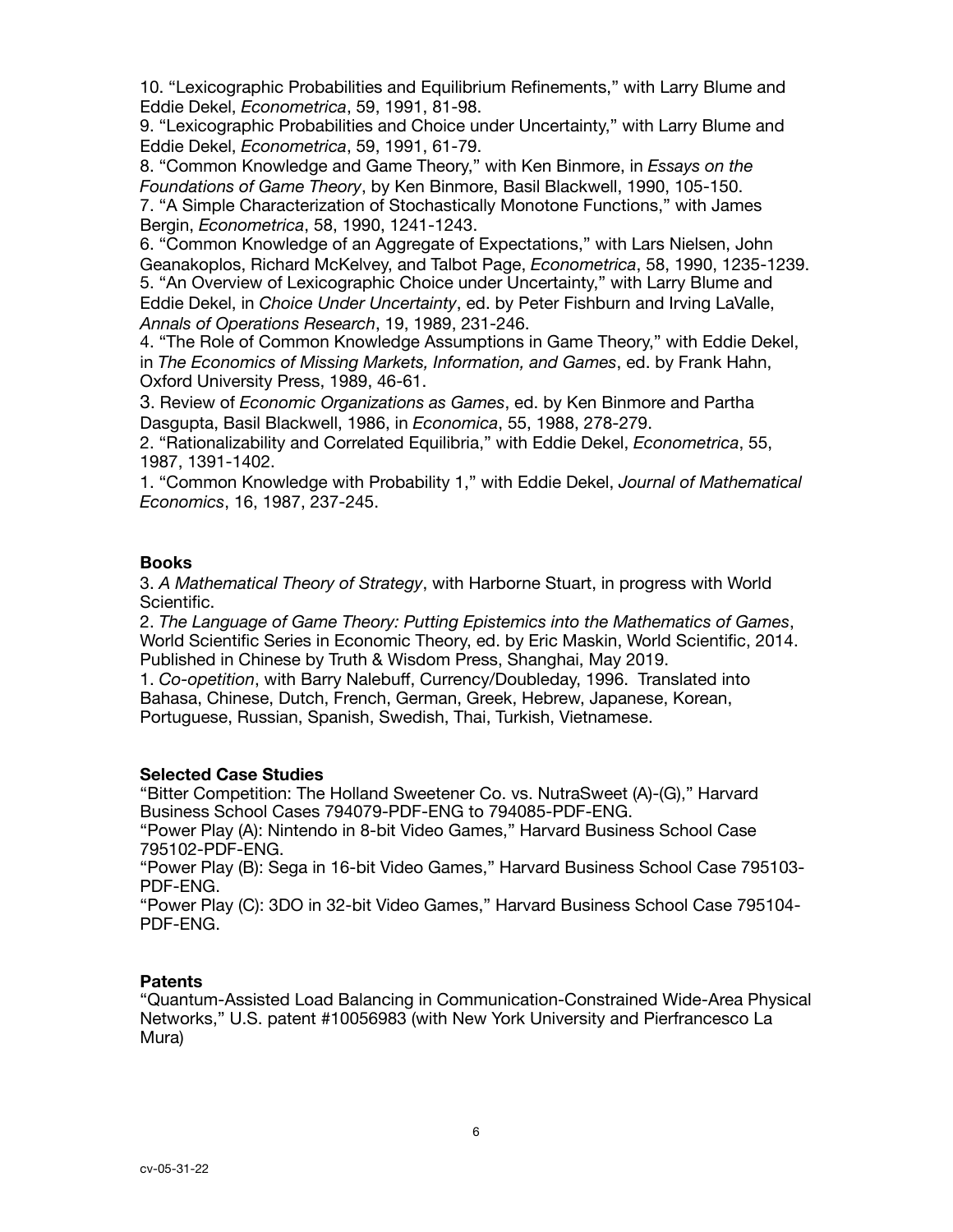10. "Lexicographic Probabilities and Equilibrium Refinements," with Larry Blume and Eddie Dekel, *Econometrica*, 59, 1991, 81-98.
9. "Lexicographic Probabilities and Choice under Uncertainty," with Larry Blume and Eddie Dekel, *Econometrica*, 59, 1991, 61-79.
8. "Common Knowledge and Game Theory," with Ken Binmore, in *Essays on the Foundations of Game Theory*, by Ken Binmore, Basil Blackwell, 1990, 105-150.
7. "A Simple Characterization of Stochastically Monotone Functions," with James Bergin, *Econometrica*, 58, 1990, 1241-1243.
6. "Common Knowledge of an Aggregate of Expectations," with Lars Nielsen, John Geanakoplos, Richard McKelvey, and Talbot Page, *Econometrica*, 58, 1990, 1235-1239.
5. "An Overview of Lexicographic Choice under Uncertainty," with Larry Blume and Eddie Dekel, in *Choice Under Uncertainty*, ed. by Peter Fishburn and Irving LaValle, *Annals of Operations Research*, 19, 1989, 231-246.
4. "The Role of Common Knowledge Assumptions in Game Theory," with Eddie Dekel, in *The Economics of Missing Markets, Information, and Games*, ed. by Frank Hahn, Oxford University Press, 1989, 46-61.
3. Review of *Economic Organizations as Games*, ed. by Ken Binmore and Partha Dasgupta, Basil Blackwell, 1986, in *Economica*, 55, 1988, 278-279.
2. "Rationalizability and Correlated Equilibria," with Eddie Dekel, *Econometrica*, 55, 1987, 1391-1402.
1. "Common Knowledge with Probability 1," with Eddie Dekel, *Journal of Mathematical Economics*, 16, 1987, 237-245.

**Books**

3. *A Mathematical Theory of Strategy*, with Harborne Stuart, in progress with World Scientific.
2. *The Language of Game Theory: Putting Epistemics into the Mathematics of Games*, World Scientific Series in Economic Theory, ed. by Eric Maskin, World Scientific, 2014. Published in Chinese by Truth & Wisdom Press, Shanghai, May 2019.
1. *Co-opetition*, with Barry Nalebuff, Currency/Doubleday, 1996. Translated into Bahasa, Chinese, Dutch, French, German, Greek, Hebrew, Japanese, Korean, Portuguese, Russian, Spanish, Swedish, Thai, Turkish, Vietnamese.

**Selected Case Studies**

"Bitter Competition: The Holland Sweetener Co. vs. NutraSweet (A)-(G)," Harvard Business School Cases 794079-PDF-ENG to 794085-PDF-ENG.
"Power Play (A): Nintendo in 8-bit Video Games," Harvard Business School Case 795102-PDF-ENG.
"Power Play (B): Sega in 16-bit Video Games," Harvard Business School Case 795103-PDF-ENG.
"Power Play (C): 3DO in 32-bit Video Games," Harvard Business School Case 795104-PDF-ENG.

**Patents**

"Quantum-Assisted Load Balancing in Communication-Constrained Wide-Area Physical Networks," U.S. patent #10056983 (with New York University and Pierfrancesco La Mura)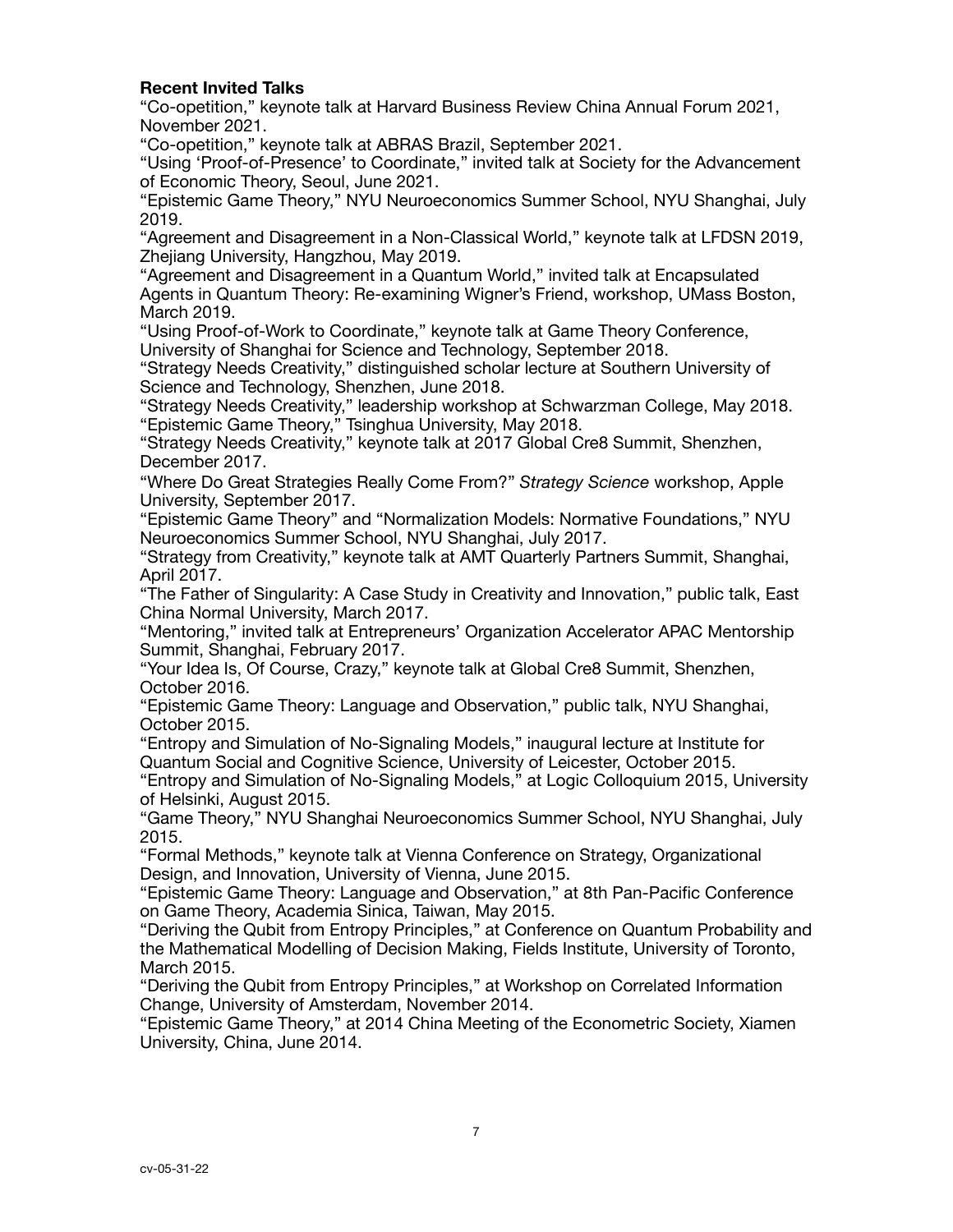**Recent Invited Talks**

"Co-opetition," keynote talk at Harvard Business Review China Annual Forum 2021, November 2021.

"Co-opetition," keynote talk at ABRAS Brazil, September 2021.

"Using 'Proof-of-Presence' to Coordinate," invited talk at Society for the Advancement of Economic Theory, Seoul, June 2021.

"Epistemic Game Theory," NYU Neuroeconomics Summer School, NYU Shanghai, July 2019.

"Agreement and Disagreement in a Non-Classical World," keynote talk at LFDSN 2019, Zhejiang University, Hangzhou, May 2019.

"Agreement and Disagreement in a Quantum World," invited talk at Encapsulated Agents in Quantum Theory: Re-examining Wigner's Friend, workshop, UMass Boston, March 2019.

"Using Proof-of-Work to Coordinate," keynote talk at Game Theory Conference, University of Shanghai for Science and Technology, September 2018.

"Strategy Needs Creativity," distinguished scholar lecture at Southern University of Science and Technology, Shenzhen, June 2018.

"Strategy Needs Creativity," leadership workshop at Schwarzman College, May 2018.

"Epistemic Game Theory," Tsinghua University, May 2018.

"Strategy Needs Creativity," keynote talk at 2017 Global Cre8 Summit, Shenzhen, December 2017.

"Where Do Great Strategies Really Come From?" *Strategy Science* workshop, Apple University, September 2017.

"Epistemic Game Theory" and "Normalization Models: Normative Foundations," NYU Neuroeconomics Summer School, NYU Shanghai, July 2017.

"Strategy from Creativity," keynote talk at AMT Quarterly Partners Summit, Shanghai, April 2017.

"The Father of Singularity: A Case Study in Creativity and Innovation," public talk, East China Normal University, March 2017.

"Mentoring," invited talk at Entrepreneurs' Organization Accelerator APAC Mentorship Summit, Shanghai, February 2017.

"Your Idea Is, Of Course, Crazy," keynote talk at Global Cre8 Summit, Shenzhen, October 2016.

"Epistemic Game Theory: Language and Observation," public talk, NYU Shanghai, October 2015.

"Entropy and Simulation of No-Signaling Models," inaugural lecture at Institute for Quantum Social and Cognitive Science, University of Leicester, October 2015.

"Entropy and Simulation of No-Signaling Models," at Logic Colloquium 2015, University of Helsinki, August 2015.

"Game Theory," NYU Shanghai Neuroeconomics Summer School, NYU Shanghai, July 2015.

"Formal Methods," keynote talk at Vienna Conference on Strategy, Organizational Design, and Innovation, University of Vienna, June 2015.

"Epistemic Game Theory: Language and Observation," at 8th Pan-Pacific Conference on Game Theory, Academia Sinica, Taiwan, May 2015.

"Deriving the Qubit from Entropy Principles," at Conference on Quantum Probability and the Mathematical Modelling of Decision Making, Fields Institute, University of Toronto, March 2015.

"Deriving the Qubit from Entropy Principles," at Workshop on Correlated Information Change, University of Amsterdam, November 2014.

"Epistemic Game Theory," at 2014 China Meeting of the Econometric Society, Xiamen University, China, June 2014.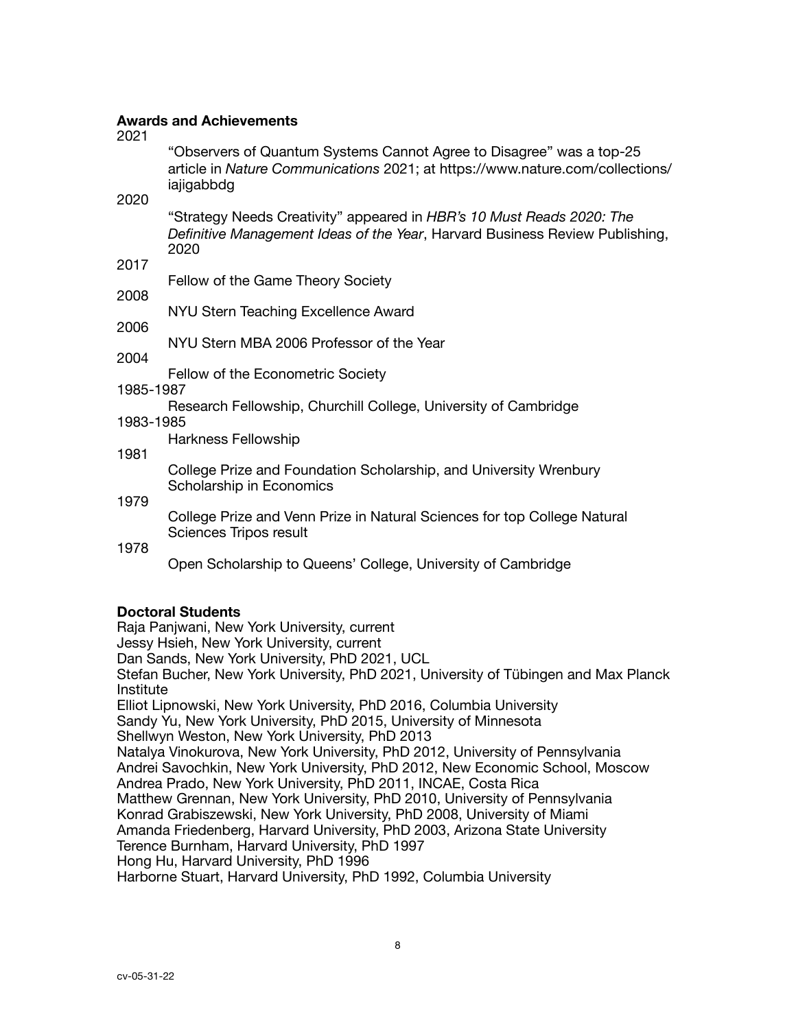**Awards and Achievements**

2021
: "Observers of Quantum Systems Cannot Agree to Disagree" was a top-25 article in *Nature Communications* 2021; at https://www.nature.com/collections/iajigabbdg

2020
: "Strategy Needs Creativity" appeared in *HBR's 10 Must Reads 2020: The Definitive Management Ideas of the Year*, Harvard Business Review Publishing, 2020

2017
: Fellow of the Game Theory Society

2008
: NYU Stern Teaching Excellence Award

2006
: NYU Stern MBA 2006 Professor of the Year

2004
: Fellow of the Econometric Society

1985-1987
: Research Fellowship, Churchill College, University of Cambridge

1983-1985
: Harkness Fellowship

1981
: College Prize and Foundation Scholarship, and University Wrenbury Scholarship in Economics

1979
: College Prize and Venn Prize in Natural Sciences for top College Natural Sciences Tripos result

1978
: Open Scholarship to Queens' College, University of Cambridge

**Doctoral Students**

Raja Panjwani, New York University, current
Jessy Hsieh, New York University, current
Dan Sands, New York University, PhD 2021, UCL
Stefan Bucher, New York University, PhD 2021, University of Tübingen and Max Planck Institute
Elliot Lipnowski, New York University, PhD 2016, Columbia University
Sandy Yu, New York University, PhD 2015, University of Minnesota
Shellwyn Weston, New York University, PhD 2013
Natalya Vinokurova, New York University, PhD 2012, University of Pennsylvania
Andrei Savochkin, New York University, PhD 2012, New Economic School, Moscow
Andrea Prado, New York University, PhD 2011, INCAE, Costa Rica
Matthew Grennan, New York University, PhD 2010, University of Pennsylvania
Konrad Grabiszewski, New York University, PhD 2008, University of Miami
Amanda Friedenberg, Harvard University, PhD 2003, Arizona State University
Terence Burnham, Harvard University, PhD 1997
Hong Hu, Harvard University, PhD 1996
Harborne Stuart, Harvard University, PhD 1992, Columbia University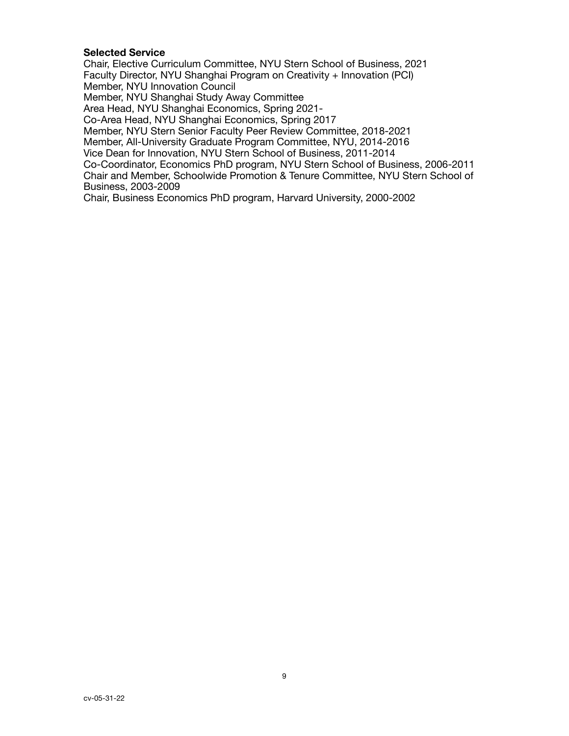**Selected Service**

Chair, Elective Curriculum Committee, NYU Stern School of Business, 2021
Faculty Director, NYU Shanghai Program on Creativity + Innovation (PCI)
Member, NYU Innovation Council
Member, NYU Shanghai Study Away Committee
Area Head, NYU Shanghai Economics, Spring 2021-
Co-Area Head, NYU Shanghai Economics, Spring 2017
Member, NYU Stern Senior Faculty Peer Review Committee, 2018-2021
Member, All-University Graduate Program Committee, NYU, 2014-2016
Vice Dean for Innovation, NYU Stern School of Business, 2011-2014
Co-Coordinator, Economics PhD program, NYU Stern School of Business, 2006-2011
Chair and Member, Schoolwide Promotion & Tenure Committee, NYU Stern School of Business, 2003-2009
Chair, Business Economics PhD program, Harvard University, 2000-2002